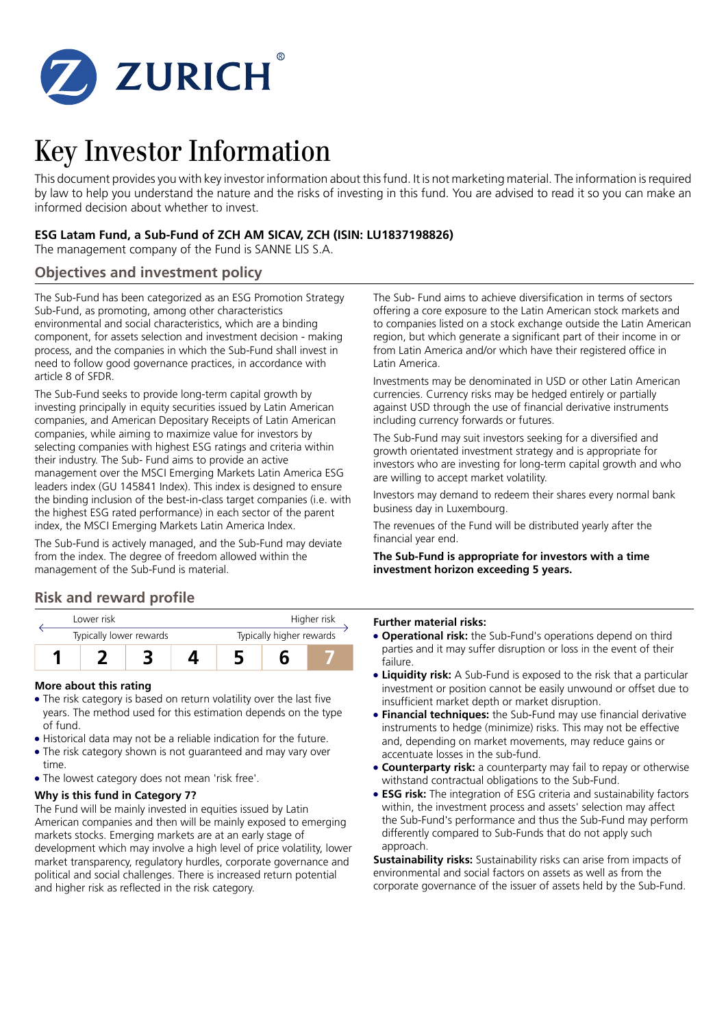ZURICH®

# Key Investor Information

This document provides you with key investor information about this fund. It is not marketing material. The information is required by law to help you understand the nature and the risks of investing in this fund. You are advised to read it so you can make an informed decision about whether to invest.

**ESG Latam Fund, a Sub-Fund of ZCH AM SICAV, ZCH (ISIN: LU1837198826)**

The management company of the Fund is SANNE LIS S.A.

## Objectives and investment policy

The Sub-Fund has been categorized as an ESG Promotion Strategy Sub-Fund, as promoting, among other characteristics environmental and social characteristics, which are a binding component, for assets selection and investment decision - making process, and the companies in which the Sub-Fund shall invest in need to follow good governance practices, in accordance with article 8 of SFDR.

The Sub-Fund seeks to provide long-term capital growth by investing principally in equity securities issued by Latin American companies, and American Depositary Receipts of Latin American companies, while aiming to maximize value for investors by selecting companies with highest ESG ratings and criteria within their industry. The Sub- Fund aims to provide an active management over the MSCI Emerging Markets Latin America ESG leaders index (GU 145841 Index). This index is designed to ensure the binding inclusion of the best-in-class target companies (i.e. with the highest ESG rated performance) in each sector of the parent index, the MSCI Emerging Markets Latin America Index.

The Sub-Fund is actively managed, and the Sub-Fund may deviate from the index. The degree of freedom allowed within the management of the Sub-Fund is material.

The Sub- Fund aims to achieve diversification in terms of sectors offering a core exposure to the Latin American stock markets and to companies listed on a stock exchange outside the Latin American region, but which generate a significant part of their income in or from Latin America and/or which have their registered office in Latin America.

Investments may be denominated in USD or other Latin American currencies. Currency risks may be hedged entirely or partially against USD through the use of financial derivative instruments including currency forwards or futures.

The Sub-Fund may suit investors seeking for a diversified and growth orientated investment strategy and is appropriate for investors who are investing for long-term capital growth and who are willing to accept market volatility.

Investors may demand to redeem their shares every normal bank business day in Luxembourg.

The revenues of the Fund will be distributed yearly after the financial year end.

**The Sub-Fund is appropriate for investors with a time investment horizon exceeding 5 years.**

## Risk and reward profile

| Lower risk | | | | | | Higher risk |
|---|---|---|---|---|---|---|
| Typically lower rewards | | | | | | Typically higher rewards |
| 1 | 2 | 3 | 4 | 5 | 6 | **7** |

### More about this rating

- The risk category is based on return volatility over the last five years. The method used for this estimation depends on the type of fund.
- Historical data may not be a reliable indication for the future.
- The risk category shown is not guaranteed and may vary over time.
- The lowest category does not mean 'risk free'.

### Why is this fund in Category 7?

The Fund will be mainly invested in equities issued by Latin American companies and then will be mainly exposed to emerging markets stocks. Emerging markets are at an early stage of development which may involve a high level of price volatility, lower market transparency, regulatory hurdles, corporate governance and political and social challenges. There is increased return potential and higher risk as reflected in the risk category.

### Further material risks:

- **Operational risk:** the Sub-Fund's operations depend on third parties and it may suffer disruption or loss in the event of their failure.
- **Liquidity risk:** A Sub-Fund is exposed to the risk that a particular investment or position cannot be easily unwound or offset due to insufficient market depth or market disruption.
- **Financial techniques:** the Sub-Fund may use financial derivative instruments to hedge (minimize) risks. This may not be effective and, depending on market movements, may reduce gains or accentuate losses in the sub-fund.
- **Counterparty risk:** a counterparty may fail to repay or otherwise withstand contractual obligations to the Sub-Fund.
- **ESG risk:** The integration of ESG criteria and sustainability factors within, the investment process and assets' selection may affect the Sub-Fund's performance and thus the Sub-Fund may perform differently compared to Sub-Funds that do not apply such approach.

**Sustainability risks:** Sustainability risks can arise from impacts of environmental and social factors on assets as well as from the corporate governance of the issuer of assets held by the Sub-Fund.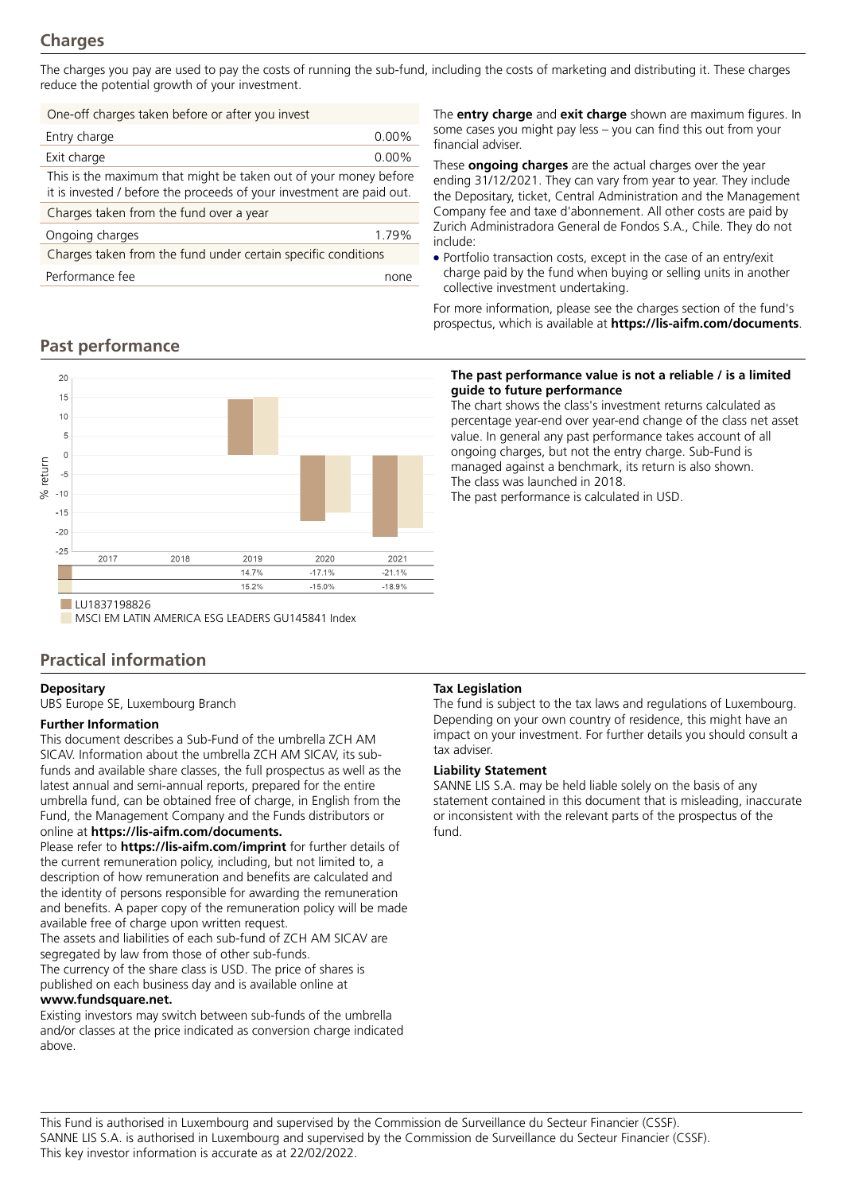## Charges

The charges you pay are used to pay the costs of running the sub-fund, including the costs of marketing and distributing it. These charges reduce the potential growth of your investment.

| | |
|---|---|
| One-off charges taken before or after you invest | |
| Entry charge | 0.00% |
| Exit charge | 0.00% |
| This is the maximum that might be taken out of your money before it is invested / before the proceeds of your investment are paid out. | |
| Charges taken from the fund over a year | |
| Ongoing charges | 1.79% |
| Charges taken from the fund under certain specific conditions | |
| Performance fee | none |

The **entry charge** and **exit charge** shown are maximum figures. In some cases you might pay less – you can find this out from your financial adviser.

These **ongoing charges** are the actual charges over the year ending 31/12/2021. They can vary from year to year. They include the Depositary, ticket, Central Administration and the Management Company fee and taxe d'abonnement. All other costs are paid by Zurich Administradora General de Fondos S.A., Chile. They do not include:

- Portfolio transaction costs, except in the case of an entry/exit charge paid by the fund when buying or selling units in another collective investment undertaking.

For more information, please see the charges section of the fund's prospectus, which is available at **https://lis-aifm.com/documents**.

## Past performance

% return
20
15
10
5
0
-5
-10
-15
-20
-25
2017 2018 2019 2020 2021
14.7% -17.1% -21.1%
15.2% -15.0% -18.9%

LU1837198826
MSCI EM LATIN AMERICA ESG LEADERS GU145841 Index

**The past performance value is not a reliable / is a limited guide to future performance**
The chart shows the class's investment returns calculated as percentage year-end over year-end change of the class net asset value. In general any past performance takes account of all ongoing charges, but not the entry charge. Sub-Fund is managed against a benchmark, its return is also shown.
The class was launched in 2018.
The past performance is calculated in USD.

## Practical information

**Depositary**
UBS Europe SE, Luxembourg Branch

**Further Information**
This document describes a Sub-Fund of the umbrella ZCH AM SICAV. Information about the umbrella ZCH AM SICAV, its sub-funds and available share classes, the full prospectus as well as the latest annual and semi-annual reports, prepared for the entire umbrella fund, can be obtained free of charge, in English from the Fund, the Management Company and the Funds distributors or online at **https://lis-aifm.com/documents.**
Please refer to **https://lis-aifm.com/imprint** for further details of the current remuneration policy, including, but not limited to, a description of how remuneration and benefits are calculated and the identity of persons responsible for awarding the remuneration and benefits. A paper copy of the remuneration policy will be made available free of charge upon written request.
The assets and liabilities of each sub-fund of ZCH AM SICAV are segregated by law from those of other sub-funds.
The currency of the share class is USD. The price of shares is published on each business day and is available online at **www.fundsquare.net.**
Existing investors may switch between sub-funds of the umbrella and/or classes at the price indicated as conversion charge indicated above.

**Tax Legislation**
The fund is subject to the tax laws and regulations of Luxembourg. Depending on your own country of residence, this might have an impact on your investment. For further details you should consult a tax adviser.

**Liability Statement**
SANNE LIS S.A. may be held liable solely on the basis of any statement contained in this document that is misleading, inaccurate or inconsistent with the relevant parts of the prospectus of the fund.

This Fund is authorised in Luxembourg and supervised by the Commission de Surveillance du Secteur Financier (CSSF).
SANNE LIS S.A. is authorised in Luxembourg and supervised by the Commission de Surveillance du Secteur Financier (CSSF).
This key investor information is accurate as at 22/02/2022.